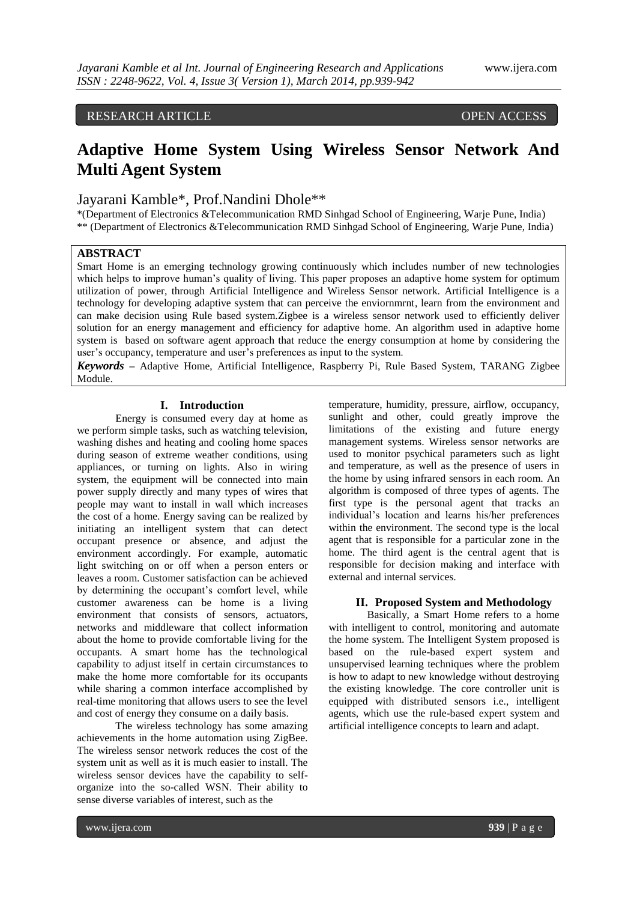RESEARCH ARTICLE OPEN ACCESS

# Adaptive Home System Using Wireless Sensor Network And Multi Agent System

Jayarani Kamble*, Prof.Nandini Dhole**

*(Department of Electronics &Telecommunication RMD Sinhgad School of Engineering, Warje Pune, India)
** (Department of Electronics &Telecommunication RMD Sinhgad School of Engineering, Warje Pune, India)

## ABSTRACT

Smart Home is an emerging technology growing continuously which includes number of new technologies which helps to improve human's quality of living. This paper proposes an adaptive home system for optimum utilization of power, through Artificial Intelligence and Wireless Sensor network. Artificial Intelligence is a technology for developing adaptive system that can perceive the enviornmrnt, learn from the environment and can make decision using Rule based system.Zigbee is a wireless sensor network used to efficiently deliver solution for an energy management and efficiency for adaptive home. An algorithm used in adaptive home system is based on software agent approach that reduce the energy consumption at home by considering the user's occupancy, temperature and user's preferences as input to the system.

***Keywords*** – Adaptive Home, Artificial Intelligence, Raspberry Pi, Rule Based System, TARANG Zigbee Module.

## I. Introduction

Energy is consumed every day at home as we perform simple tasks, such as watching television, washing dishes and heating and cooling home spaces during season of extreme weather conditions, using appliances, or turning on lights. Also in wiring system, the equipment will be connected into main power supply directly and many types of wires that people may want to install in wall which increases the cost of a home. Energy saving can be realized by initiating an intelligent system that can detect occupant presence or absence, and adjust the environment accordingly. For example, automatic light switching on or off when a person enters or leaves a room. Customer satisfaction can be achieved by determining the occupant's comfort level, while customer awareness can be home is a living environment that consists of sensors, actuators, networks and middleware that collect information about the home to provide comfortable living for the occupants. A smart home has the technological capability to adjust itself in certain circumstances to make the home more comfortable for its occupants while sharing a common interface accomplished by real-time monitoring that allows users to see the level and cost of energy they consume on a daily basis.

The wireless technology has some amazing achievements in the home automation using ZigBee. The wireless sensor network reduces the cost of the system unit as well as it is much easier to install. The wireless sensor devices have the capability to self-organize into the so-called WSN. Their ability to sense diverse variables of interest, such as the temperature, humidity, pressure, airflow, occupancy, sunlight and other, could greatly improve the limitations of the existing and future energy management systems. Wireless sensor networks are used to monitor psychical parameters such as light and temperature, as well as the presence of users in the home by using infrared sensors in each room. An algorithm is composed of three types of agents. The first type is the personal agent that tracks an individual's location and learns his/her preferences within the environment. The second type is the local agent that is responsible for a particular zone in the home. The third agent is the central agent that is responsible for decision making and interface with external and internal services.

## II. Proposed System and Methodology

Basically, a Smart Home refers to a home with intelligent to control, monitoring and automate the home system. The Intelligent System proposed is based on the rule-based expert system and unsupervised learning techniques where the problem is how to adapt to new knowledge without destroying the existing knowledge. The core controller unit is equipped with distributed sensors i.e., intelligent agents, which use the rule-based expert system and artificial intelligence concepts to learn and adapt.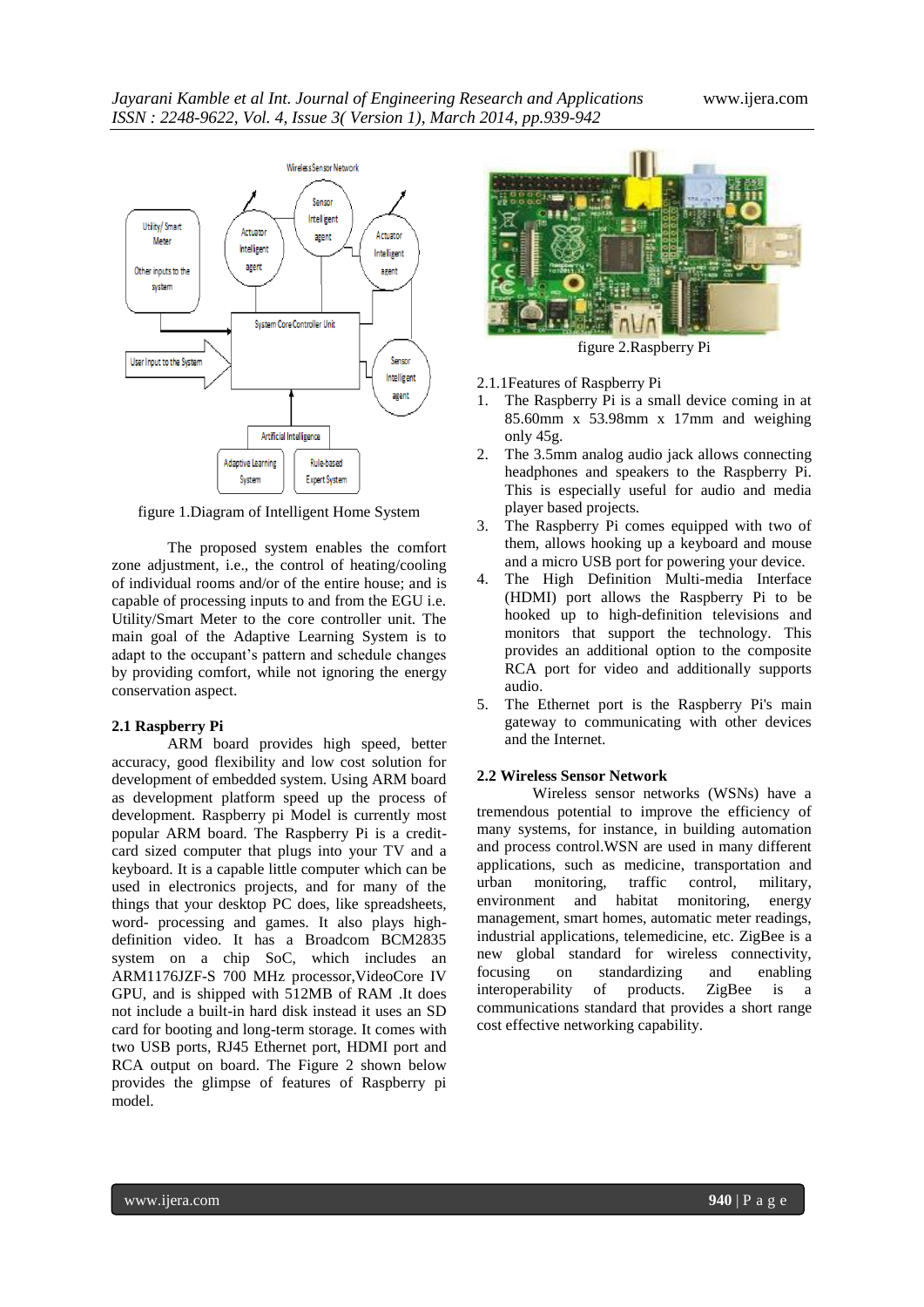Wireless Sensor Network

Utility/ Smart Meter

Other inputs to the system

Actuator Intelligent agent

Sensor Intelligent agent

Actuator Intelligent agent

System Core Controller Unit

User Input to the System

Sensor Intelligent agent

Artificial Intelligence

Adaptive Learning System

Rule-based Expert System

figure 1.Diagram of Intelligent Home System

The proposed system enables the comfort zone adjustment, i.e., the control of heating/cooling of individual rooms and/or of the entire house; and is capable of processing inputs to and from the EGU i.e. Utility/Smart Meter to the core controller unit. The main goal of the Adaptive Learning System is to adapt to the occupant's pattern and schedule changes by providing comfort, while not ignoring the energy conservation aspect.

**2.1 Raspberry Pi**

ARM board provides high speed, better accuracy, good flexibility and low cost solution for development of embedded system. Using ARM board as development platform speed up the process of development. Raspberry pi Model is currently most popular ARM board. The Raspberry Pi is a credit-card sized computer that plugs into your TV and a keyboard. It is a capable little computer which can be used in electronics projects, and for many of the things that your desktop PC does, like spreadsheets, word- processing and games. It also plays high-definition video. It has a Broadcom BCM2835 system on a chip SoC, which includes an ARM1176JZF-S 700 MHz processor,VideoCore IV GPU, and is shipped with 512MB of RAM .It does not include a built-in hard disk instead it uses an SD card for booting and long-term storage. It comes with two USB ports, RJ45 Ethernet port, HDMI port and RCA output on board. The Figure 2 shown below provides the glimpse of features of Raspberry pi model.

figure 2.Raspberry Pi

2.1.1Features of Raspberry Pi

1. The Raspberry Pi is a small device coming in at 85.60mm x 53.98mm x 17mm and weighing only 45g.
2. The 3.5mm analog audio jack allows connecting headphones and speakers to the Raspberry Pi. This is especially useful for audio and media player based projects.
3. The Raspberry Pi comes equipped with two of them, allows hooking up a keyboard and mouse and a micro USB port for powering your device.
4. The High Definition Multi-media Interface (HDMI) port allows the Raspberry Pi to be hooked up to high-definition televisions and monitors that support the technology. This provides an additional option to the composite RCA port for video and additionally supports audio.
5. The Ethernet port is the Raspberry Pi's main gateway to communicating with other devices and the Internet.

**2.2 Wireless Sensor Network**

Wireless sensor networks (WSNs) have a tremendous potential to improve the efficiency of many systems, for instance, in building automation and process control.WSN are used in many different applications, such as medicine, transportation and urban monitoring, traffic control, military, environment and habitat monitoring, energy management, smart homes, automatic meter readings, industrial applications, telemedicine, etc. ZigBee is a new global standard for wireless connectivity, focusing on standardizing and enabling interoperability of products. ZigBee is a communications standard that provides a short range cost effective networking capability.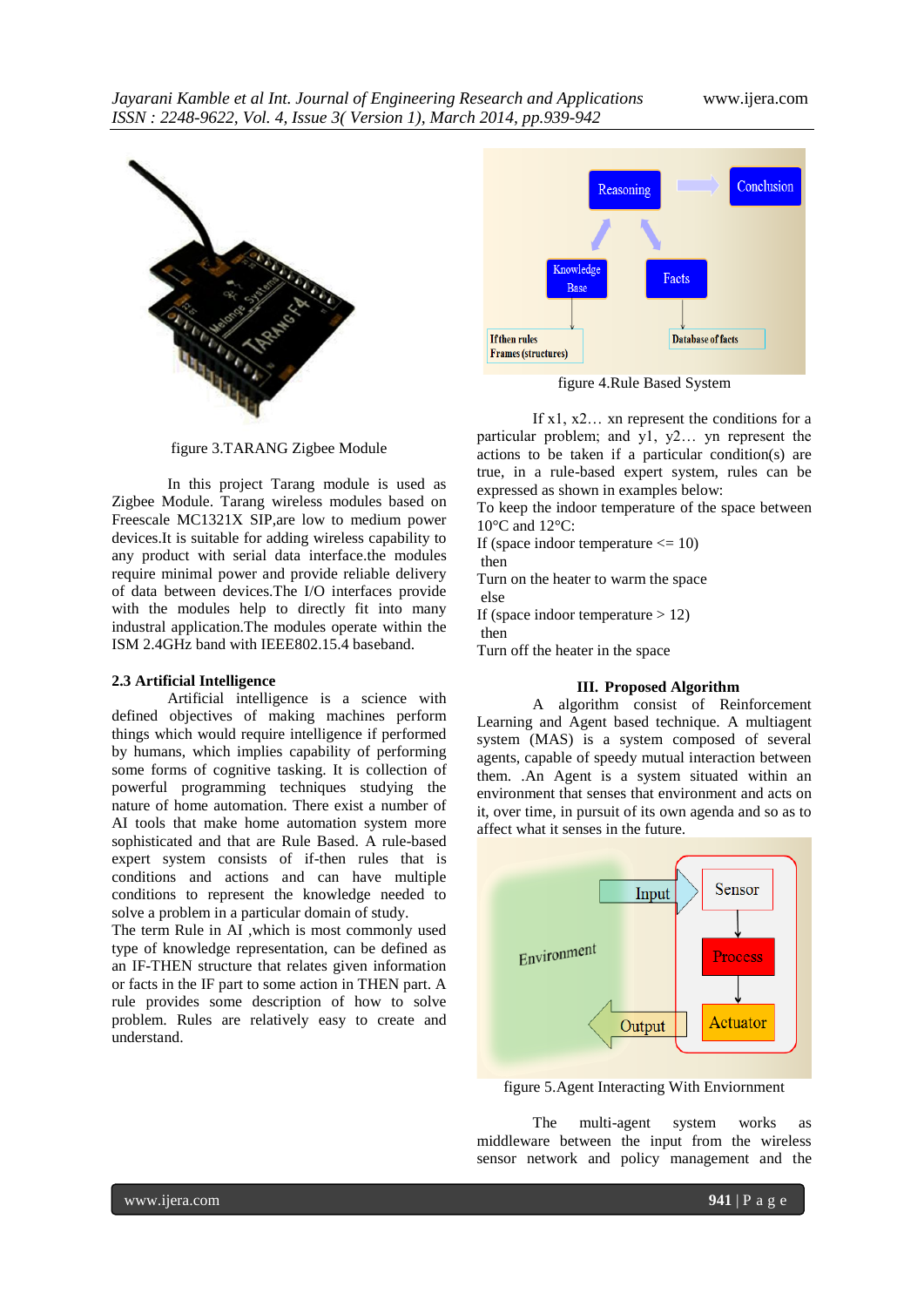figure 3.TARANG Zigbee Module

In this project Tarang module is used as Zigbee Module. Tarang wireless modules based on Freescale MC1321X SIP,are low to medium power devices.It is suitable for adding wireless capability to any product with serial data interface.the modules require minimal power and provide reliable delivery of data between devices.The I/O interfaces provide with the modules help to directly fit into many industrial application.The modules operate within the ISM 2.4GHz band with IEEE802.15.4 baseband.

### 2.3 Artificial Intelligence

Artificial intelligence is a science with defined objectives of making machines perform things which would require intelligence if performed by humans, which implies capability of performing some forms of cognitive tasking. It is collection of powerful programming techniques studying the nature of home automation. There exist a number of AI tools that make home automation system more sophisticated and that are Rule Based. A rule-based expert system consists of if-then rules that is conditions and actions and can have multiple conditions to represent the knowledge needed to solve a problem in a particular domain of study.

The term Rule in AI ,which is most commonly used type of knowledge representation, can be defined as an IF-THEN structure that relates given information or facts in the IF part to some action in THEN part. A rule provides some description of how to solve problem. Rules are relatively easy to create and understand.

Reasoning
Conclusion
Knowledge Base
Facts
If then rules
Frames (structures)
Database of facts

figure 4.Rule Based System

If x1, x2… xn represent the conditions for a particular problem; and y1, y2… yn represent the actions to be taken if a particular condition(s) are true, in a rule-based expert system, rules can be expressed as shown in examples below:

To keep the indoor temperature of the space between 10°C and 12°C:

If (space indoor temperature <= 10)
then
Turn on the heater to warm the space
else
If (space indoor temperature > 12)
then
Turn off the heater in the space

## III. Proposed Algorithm

A algorithm consist of Reinforcement Learning and Agent based technique. A multiagent system (MAS) is a system composed of several agents, capable of speedy mutual interaction between them. .An Agent is a system situated within an environment that senses that environment and acts on it, over time, in pursuit of its own agenda and so as to affect what it senses in the future.

Input
Sensor
Environment
Process
Output
Actuator

figure 5.Agent Interacting With Enviornment

The multi-agent system works as middleware between the input from the wireless sensor network and policy management and the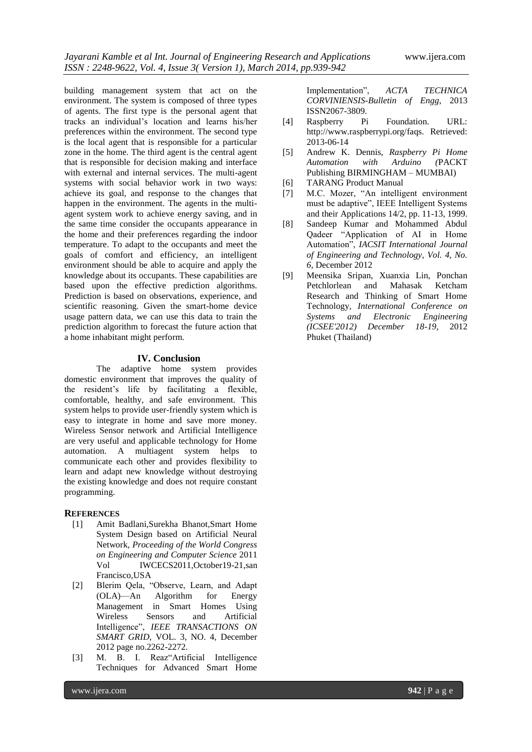building management system that act on the environment. The system is composed of three types of agents. The first type is the personal agent that tracks an individual's location and learns his/her preferences within the environment. The second type is the local agent that is responsible for a particular zone in the home. The third agent is the central agent that is responsible for decision making and interface with external and internal services. The multi-agent systems with social behavior work in two ways: achieve its goal, and response to the changes that happen in the environment. The agents in the multi-agent system work to achieve energy saving, and in the same time consider the occupants appearance in the home and their preferences regarding the indoor temperature. To adapt to the occupants and meet the goals of comfort and efficiency, an intelligent environment should be able to acquire and apply the knowledge about its occupants. These capabilities are based upon the effective prediction algorithms. Prediction is based on observations, experience, and scientific reasoning. Given the smart-home device usage pattern data, we can use this data to train the prediction algorithm to forecast the future action that a home inhabitant might perform.

## IV. Conclusion

The adaptive home system provides domestic environment that improves the quality of the resident's life by facilitating a flexible, comfortable, healthy, and safe environment. This system helps to provide user-friendly system which is easy to integrate in home and save more money. Wireless Sensor network and Artificial Intelligence are very useful and applicable technology for Home automation. A multiagent system helps to communicate each other and provides flexibility to learn and adapt new knowledge without destroying the existing knowledge and does not require constant programming.

## REFERENCES

[1] Amit Badlani,Surekha Bhanot,Smart Home System Design based on Artificial Neural Network, *Proceeding of the World Congress on Engineering and Computer Science* 2011 Vol IWCECS2011,October19-21,san Francisco,USA

[2] Blerim Qela, "Observe, Learn, and Adapt (OLA)—An Algorithm for Energy Management in Smart Homes Using Wireless Sensors and Artificial Intelligence", *IEEE TRANSACTIONS ON SMART GRID*, VOL. 3, NO. 4, December 2012 page no.2262-2272.

[3] M. B. I. Reaz"Artificial Intelligence Techniques for Advanced Smart Home Implementation", *ACTA TECHNICA CORVINIENSIS-Bulletin of Engg*, 2013 ISSN2067-3809.

[4] Raspberry Pi Foundation. URL: http://www.raspberrypi.org/faqs. Retrieved: 2013-06-14

[5] Andrew K. Dennis, *Raspberry Pi Home Automation with Arduino (*PACKT Publishing BIRMINGHAM – MUMBAI)

[6] TARANG Product Manual

[7] M.C. Mozer, "An intelligent environment must be adaptive", IEEE Intelligent Systems and their Applications 14/2, pp. 11-13, 1999.

[8] Sandeep Kumar and Mohammed Abdul Qadeer "Application of AI in Home Automation", *IACSIT International Journal of Engineering and Technology, Vol. 4, No. 6,* December 2012

[9] Meensika Sripan, Xuanxia Lin, Ponchan Petchlorlean and Mahasak Ketcham Research and Thinking of Smart Home Technology, *International Conference on Systems and Electronic Engineering (ICSEE'2012) December 18-19*, 2012 Phuket (Thailand)